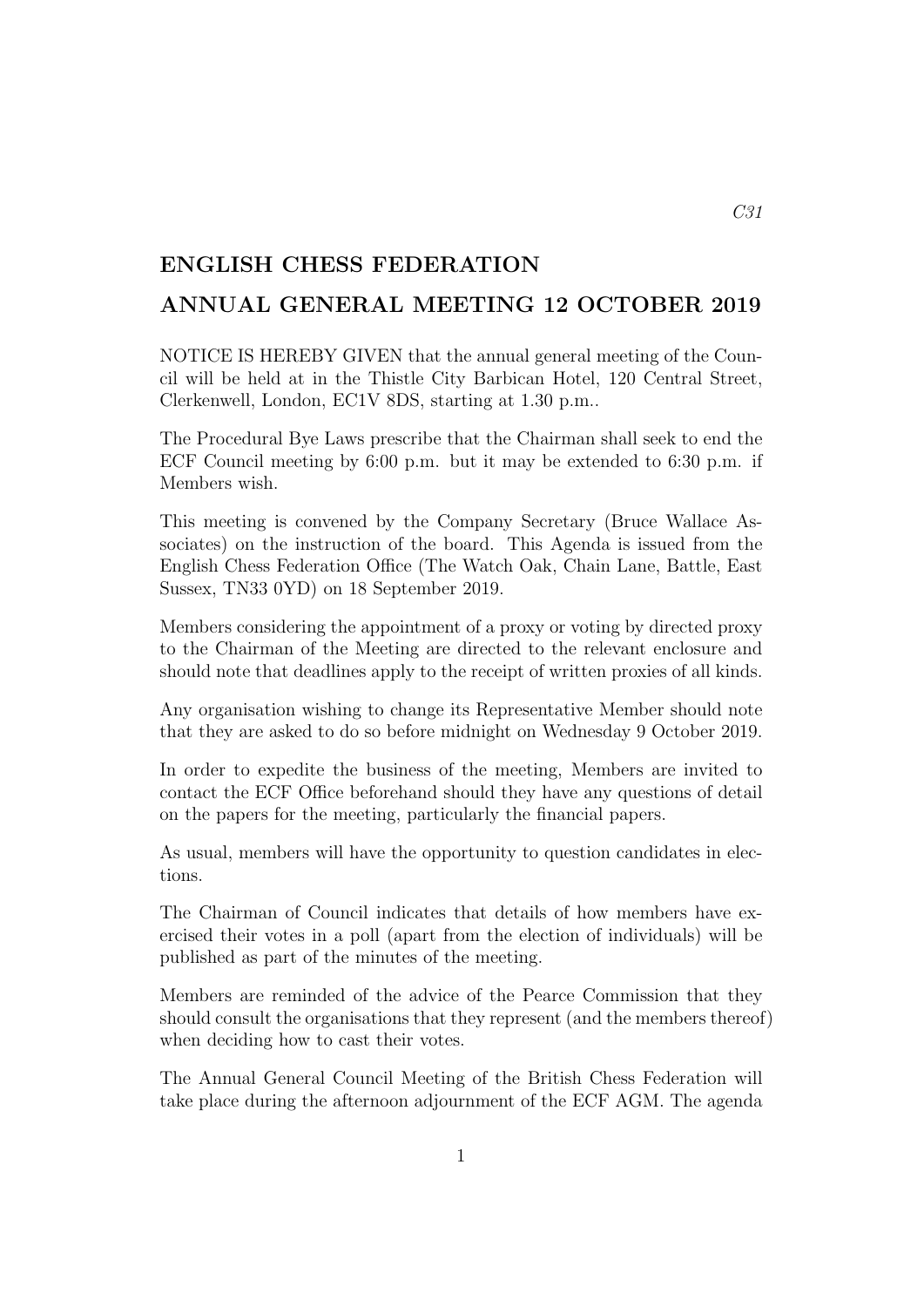C31

# ENGLISH CHESS FEDERATION

# ANNUAL GENERAL MEETING 12 OCTOBER 2019

NOTICE IS HEREBY GIVEN that the annual general meeting of the Council will be held at in the Thistle City Barbican Hotel, 120 Central Street, Clerkenwell, London, EC1V 8DS, starting at 1.30 p.m..

The Procedural Bye Laws prescribe that the Chairman shall seek to end the ECF Council meeting by 6:00 p.m. but it may be extended to 6:30 p.m. if Members wish.

This meeting is convened by the Company Secretary (Bruce Wallace Associates) on the instruction of the board. This Agenda is issued from the English Chess Federation Office (The Watch Oak, Chain Lane, Battle, East Sussex, TN33 0YD) on 18 September 2019.

Members considering the appointment of a proxy or voting by directed proxy to the Chairman of the Meeting are directed to the relevant enclosure and should note that deadlines apply to the receipt of written proxies of all kinds.

Any organisation wishing to change its Representative Member should note that they are asked to do so before midnight on Wednesday 9 October 2019.

In order to expedite the business of the meeting, Members are invited to contact the ECF Office beforehand should they have any questions of detail on the papers for the meeting, particularly the financial papers.

As usual, members will have the opportunity to question candidates in elections.

The Chairman of Council indicates that details of how members have exercised their votes in a poll (apart from the election of individuals) will be published as part of the minutes of the meeting.

Members are reminded of the advice of the Pearce Commission that they should consult the organisations that they represent (and the members thereof) when deciding how to cast their votes.

The Annual General Council Meeting of the British Chess Federation will take place during the afternoon adjournment of the ECF AGM. The agenda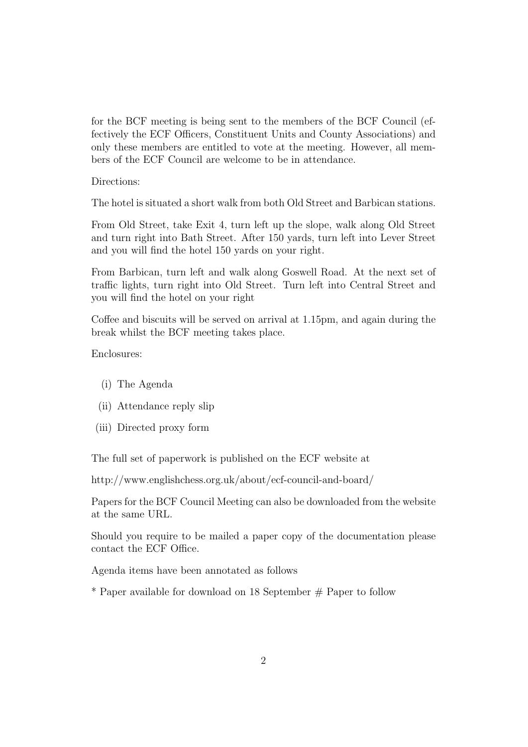for the BCF meeting is being sent to the members of the BCF Council (effectively the ECF Officers, Constituent Units and County Associations) and only these members are entitled to vote at the meeting. However, all members of the ECF Council are welcome to be in attendance.

Directions:

The hotel is situated a short walk from both Old Street and Barbican stations.

From Old Street, take Exit 4, turn left up the slope, walk along Old Street and turn right into Bath Street. After 150 yards, turn left into Lever Street and you will find the hotel 150 yards on your right.

From Barbican, turn left and walk along Goswell Road. At the next set of traffic lights, turn right into Old Street. Turn left into Central Street and you will find the hotel on your right

Coffee and biscuits will be served on arrival at 1.15pm, and again during the break whilst the BCF meeting takes place.

Enclosures:

(i) The Agenda

(ii) Attendance reply slip

(iii) Directed proxy form

The full set of paperwork is published on the ECF website at

http://www.englishchess.org.uk/about/ecf-council-and-board/

Papers for the BCF Council Meeting can also be downloaded from the website at the same URL.

Should you require to be mailed a paper copy of the documentation please contact the ECF Office.

Agenda items have been annotated as follows

* Paper available for download on 18 September # Paper to follow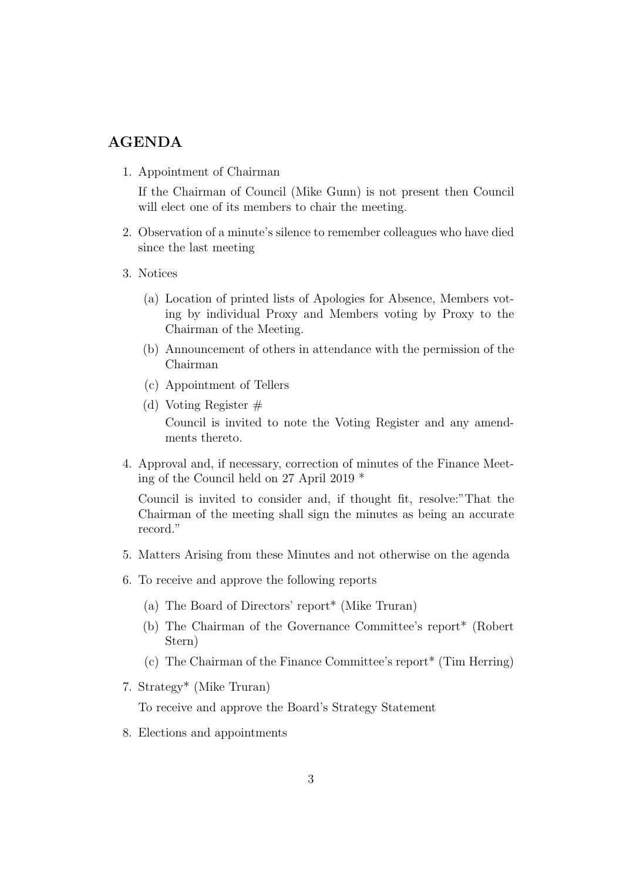## AGENDA

1. Appointment of Chairman

   If the Chairman of Council (Mike Gunn) is not present then Council will elect one of its members to chair the meeting.

2. Observation of a minute's silence to remember colleagues who have died since the last meeting

3. Notices

   (a) Location of printed lists of Apologies for Absence, Members voting by individual Proxy and Members voting by Proxy to the Chairman of the Meeting.

   (b) Announcement of others in attendance with the permission of the Chairman

   (c) Appointment of Tellers

   (d) Voting Register #

   Council is invited to note the Voting Register and any amendments thereto.

4. Approval and, if necessary, correction of minutes of the Finance Meeting of the Council held on 27 April 2019 *

   Council is invited to consider and, if thought fit, resolve:"That the Chairman of the meeting shall sign the minutes as being an accurate record."

5. Matters Arising from these Minutes and not otherwise on the agenda

6. To receive and approve the following reports

   (a) The Board of Directors' report* (Mike Truran)

   (b) The Chairman of the Governance Committee's report* (Robert Stern)

   (c) The Chairman of the Finance Committee's report* (Tim Herring)

7. Strategy* (Mike Truran)

   To receive and approve the Board's Strategy Statement

8. Elections and appointments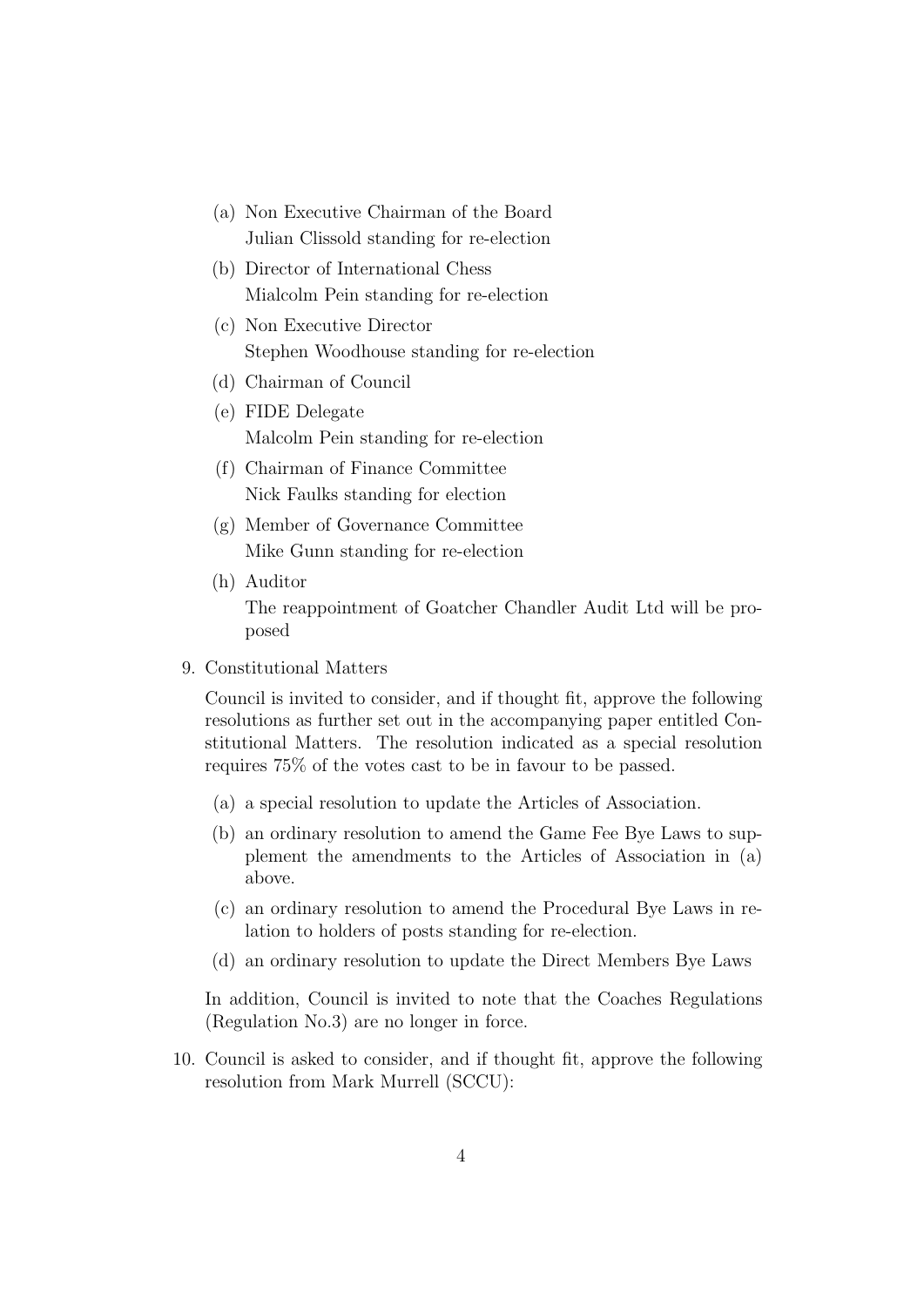(a) Non Executive Chairman of the Board
    Julian Clissold standing for re-election

(b) Director of International Chess
    Mialcolm Pein standing for re-election

(c) Non Executive Director
    Stephen Woodhouse standing for re-election

(d) Chairman of Council

(e) FIDE Delegate
    Malcolm Pein standing for re-election

(f) Chairman of Finance Committee
    Nick Faulks standing for election

(g) Member of Governance Committee
    Mike Gunn standing for re-election

(h) Auditor
    The reappointment of Goatcher Chandler Audit Ltd will be proposed

9. Constitutional Matters

   Council is invited to consider, and if thought fit, approve the following resolutions as further set out in the accompanying paper entitled Constitutional Matters. The resolution indicated as a special resolution requires 75% of the votes cast to be in favour to be passed.

   (a) a special resolution to update the Articles of Association.

   (b) an ordinary resolution to amend the Game Fee Bye Laws to supplement the amendments to the Articles of Association in (a) above.

   (c) an ordinary resolution to amend the Procedural Bye Laws in relation to holders of posts standing for re-election.

   (d) an ordinary resolution to update the Direct Members Bye Laws

   In addition, Council is invited to note that the Coaches Regulations (Regulation No.3) are no longer in force.

10. Council is asked to consider, and if thought fit, approve the following resolution from Mark Murrell (SCCU):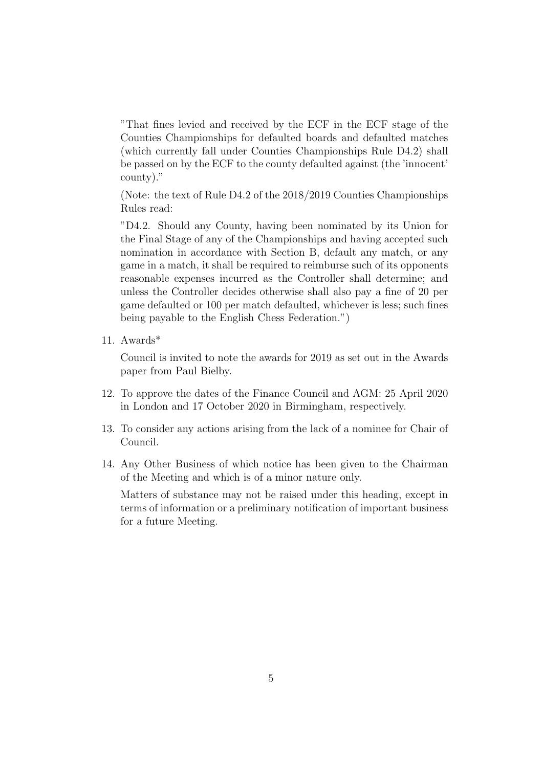"That fines levied and received by the ECF in the ECF stage of the Counties Championships for defaulted boards and defaulted matches (which currently fall under Counties Championships Rule D4.2) shall be passed on by the ECF to the county defaulted against (the 'innocent' county)."

(Note: the text of Rule D4.2 of the 2018/2019 Counties Championships Rules read:

"D4.2. Should any County, having been nominated by its Union for the Final Stage of any of the Championships and having accepted such nomination in accordance with Section B, default any match, or any game in a match, it shall be required to reimburse such of its opponents reasonable expenses incurred as the Controller shall determine; and unless the Controller decides otherwise shall also pay a fine of 20 per game defaulted or 100 per match defaulted, whichever is less; such fines being payable to the English Chess Federation.")

11. Awards*

    Council is invited to note the awards for 2019 as set out in the Awards paper from Paul Bielby.

12. To approve the dates of the Finance Council and AGM: 25 April 2020 in London and 17 October 2020 in Birmingham, respectively.

13. To consider any actions arising from the lack of a nominee for Chair of Council.

14. Any Other Business of which notice has been given to the Chairman of the Meeting and which is of a minor nature only.

    Matters of substance may not be raised under this heading, except in terms of information or a preliminary notification of important business for a future Meeting.